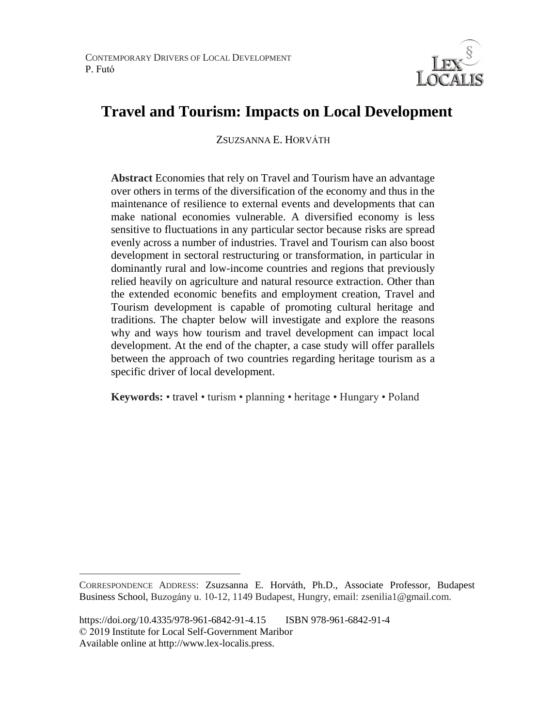# Travel and Tourism: Impacts on Local Development

ZSUZSANNA E. HORVÁTH

**Abstract** Economies that rely on Travel and Tourism have an advantage over others in terms of the diversification of the economy and thus in the maintenance of resilience to external events and developments that can make national economies vulnerable. A diversified economy is less sensitive to fluctuations in any particular sector because risks are spread evenly across a number of industries. Travel and Tourism can also boost development in sectoral restructuring or transformation, in particular in dominantly rural and low-income countries and regions that previously relied heavily on agriculture and natural resource extraction. Other than the extended economic benefits and employment creation, Travel and Tourism development is capable of promoting cultural heritage and traditions. The chapter below will investigate and explore the reasons why and ways how tourism and travel development can impact local development. At the end of the chapter, a case study will offer parallels between the approach of two countries regarding heritage tourism as a specific driver of local development.

**Keywords:** • travel • turism • planning • heritage • Hungary • Poland

---

CORRESPONDENCE ADDRESS: Zsuzsanna E. Horváth, Ph.D., Associate Professor, Budapest Business School, Buzogány u. 10-12, 1149 Budapest, Hungry, email: zsenilia1@gmail.com.

https://doi.org/10.4335/978-961-6842-91-4.15 ISBN 978-961-6842-91-4
© 2019 Institute for Local Self-Government Maribor
Available online at http://www.lex-localis.press.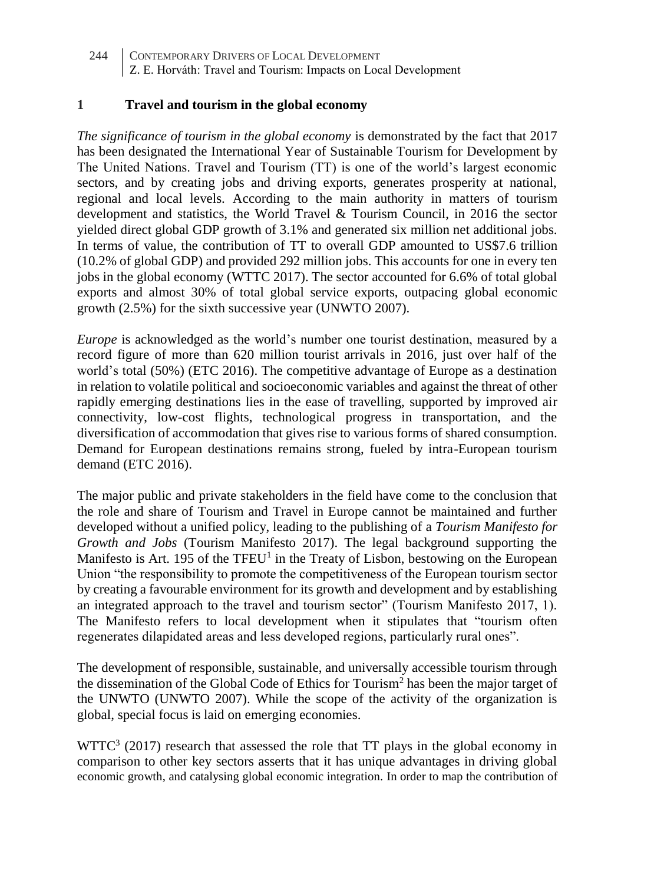## 1 Travel and tourism in the global economy

*The significance of tourism in the global economy* is demonstrated by the fact that 2017 has been designated the International Year of Sustainable Tourism for Development by The United Nations. Travel and Tourism (TT) is one of the world's largest economic sectors, and by creating jobs and driving exports, generates prosperity at national, regional and local levels. According to the main authority in matters of tourism development and statistics, the World Travel & Tourism Council, in 2016 the sector yielded direct global GDP growth of 3.1% and generated six million net additional jobs. In terms of value, the contribution of TT to overall GDP amounted to US$7.6 trillion (10.2% of global GDP) and provided 292 million jobs. This accounts for one in every ten jobs in the global economy (WTTC 2017). The sector accounted for 6.6% of total global exports and almost 30% of total global service exports, outpacing global economic growth (2.5%) for the sixth successive year (UNWTO 2007).

*Europe* is acknowledged as the world's number one tourist destination, measured by a record figure of more than 620 million tourist arrivals in 2016, just over half of the world's total (50%) (ETC 2016). The competitive advantage of Europe as a destination in relation to volatile political and socioeconomic variables and against the threat of other rapidly emerging destinations lies in the ease of travelling, supported by improved air connectivity, low-cost flights, technological progress in transportation, and the diversification of accommodation that gives rise to various forms of shared consumption. Demand for European destinations remains strong, fueled by intra-European tourism demand (ETC 2016).

The major public and private stakeholders in the field have come to the conclusion that the role and share of Tourism and Travel in Europe cannot be maintained and further developed without a unified policy, leading to the publishing of a *Tourism Manifesto for Growth and Jobs* (Tourism Manifesto 2017). The legal background supporting the Manifesto is Art. 195 of the TFEU[1] in the Treaty of Lisbon, bestowing on the European Union "the responsibility to promote the competitiveness of the European tourism sector by creating a favourable environment for its growth and development and by establishing an integrated approach to the travel and tourism sector" (Tourism Manifesto 2017, 1). The Manifesto refers to local development when it stipulates that "tourism often regenerates dilapidated areas and less developed regions, particularly rural ones".

The development of responsible, sustainable, and universally accessible tourism through the dissemination of the Global Code of Ethics for Tourism[2] has been the major target of the UNWTO (UNWTO 2007). While the scope of the activity of the organization is global, special focus is laid on emerging economies.

WTTC[3] (2017) research that assessed the role that TT plays in the global economy in comparison to other key sectors asserts that it has unique advantages in driving global economic growth, and catalysing global economic integration. In order to map the contribution of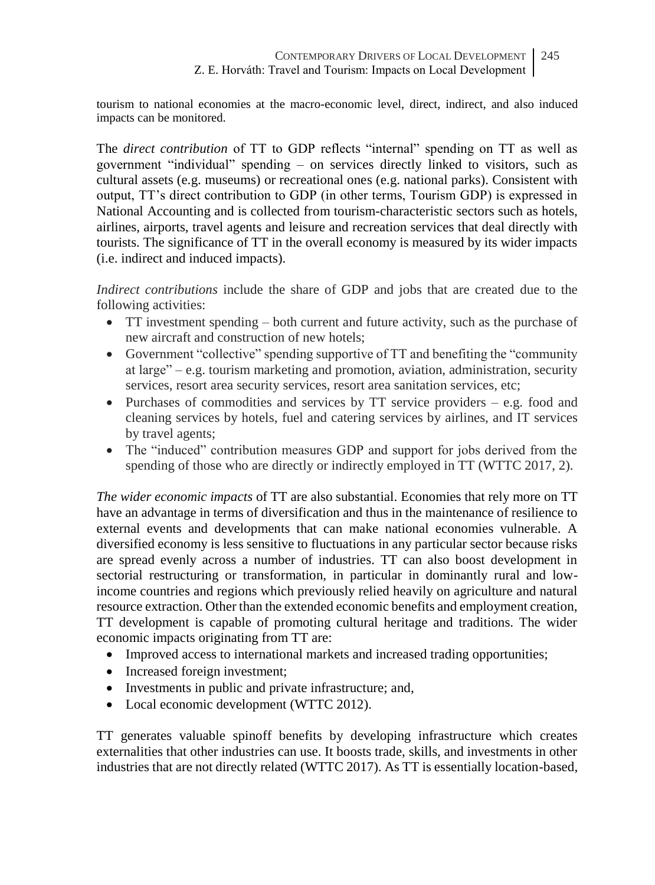tourism to national economies at the macro-economic level, direct, indirect, and also induced impacts can be monitored.

The *direct contribution* of TT to GDP reflects "internal" spending on TT as well as government "individual" spending – on services directly linked to visitors, such as cultural assets (e.g. museums) or recreational ones (e.g. national parks). Consistent with output, TT's direct contribution to GDP (in other terms, Tourism GDP) is expressed in National Accounting and is collected from tourism-characteristic sectors such as hotels, airlines, airports, travel agents and leisure and recreation services that deal directly with tourists. The significance of TT in the overall economy is measured by its wider impacts (i.e. indirect and induced impacts).

*Indirect contributions* include the share of GDP and jobs that are created due to the following activities:

- TT investment spending – both current and future activity, such as the purchase of new aircraft and construction of new hotels;
- Government "collective" spending supportive of TT and benefiting the "community at large" – e.g. tourism marketing and promotion, aviation, administration, security services, resort area security services, resort area sanitation services, etc;
- Purchases of commodities and services by TT service providers – e.g. food and cleaning services by hotels, fuel and catering services by airlines, and IT services by travel agents;
- The "induced" contribution measures GDP and support for jobs derived from the spending of those who are directly or indirectly employed in TT (WTTC 2017, 2).

*The wider economic impacts* of TT are also substantial. Economies that rely more on TT have an advantage in terms of diversification and thus in the maintenance of resilience to external events and developments that can make national economies vulnerable. A diversified economy is less sensitive to fluctuations in any particular sector because risks are spread evenly across a number of industries. TT can also boost development in sectorial restructuring or transformation, in particular in dominantly rural and low-income countries and regions which previously relied heavily on agriculture and natural resource extraction. Other than the extended economic benefits and employment creation, TT development is capable of promoting cultural heritage and traditions. The wider economic impacts originating from TT are:

- Improved access to international markets and increased trading opportunities;
- Increased foreign investment;
- Investments in public and private infrastructure; and,
- Local economic development (WTTC 2012).

TT generates valuable spinoff benefits by developing infrastructure which creates externalities that other industries can use. It boosts trade, skills, and investments in other industries that are not directly related (WTTC 2017). As TT is essentially location-based,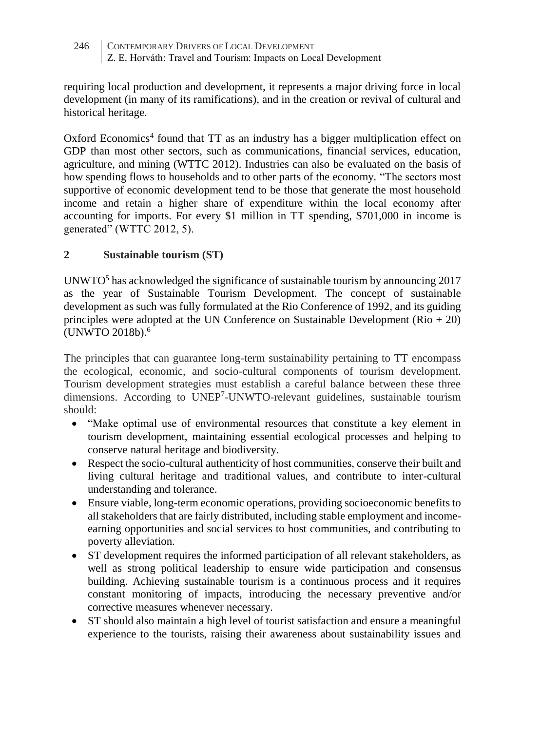requiring local production and development, it represents a major driving force in local development (in many of its ramifications), and in the creation or revival of cultural and historical heritage.

Oxford Economics[4] found that TT as an industry has a bigger multiplication effect on GDP than most other sectors, such as communications, financial services, education, agriculture, and mining (WTTC 2012). Industries can also be evaluated on the basis of how spending flows to households and to other parts of the economy. "The sectors most supportive of economic development tend to be those that generate the most household income and retain a higher share of expenditure within the local economy after accounting for imports. For every $1 million in TT spending, $701,000 in income is generated" (WTTC 2012, 5).

## 2 Sustainable tourism (ST)

UNWTO[5] has acknowledged the significance of sustainable tourism by announcing 2017 as the year of Sustainable Tourism Development. The concept of sustainable development as such was fully formulated at the Rio Conference of 1992, and its guiding principles were adopted at the UN Conference on Sustainable Development (Rio + 20) (UNWTO 2018b).[6]

The principles that can guarantee long-term sustainability pertaining to TT encompass the ecological, economic, and socio-cultural components of tourism development. Tourism development strategies must establish a careful balance between these three dimensions. According to UNEP[7]-UNWTO-relevant guidelines, sustainable tourism should:

- "Make optimal use of environmental resources that constitute a key element in tourism development, maintaining essential ecological processes and helping to conserve natural heritage and biodiversity.
- Respect the socio-cultural authenticity of host communities, conserve their built and living cultural heritage and traditional values, and contribute to inter-cultural understanding and tolerance.
- Ensure viable, long-term economic operations, providing socioeconomic benefits to all stakeholders that are fairly distributed, including stable employment and income-earning opportunities and social services to host communities, and contributing to poverty alleviation.
- ST development requires the informed participation of all relevant stakeholders, as well as strong political leadership to ensure wide participation and consensus building. Achieving sustainable tourism is a continuous process and it requires constant monitoring of impacts, introducing the necessary preventive and/or corrective measures whenever necessary.
- ST should also maintain a high level of tourist satisfaction and ensure a meaningful experience to the tourists, raising their awareness about sustainability issues and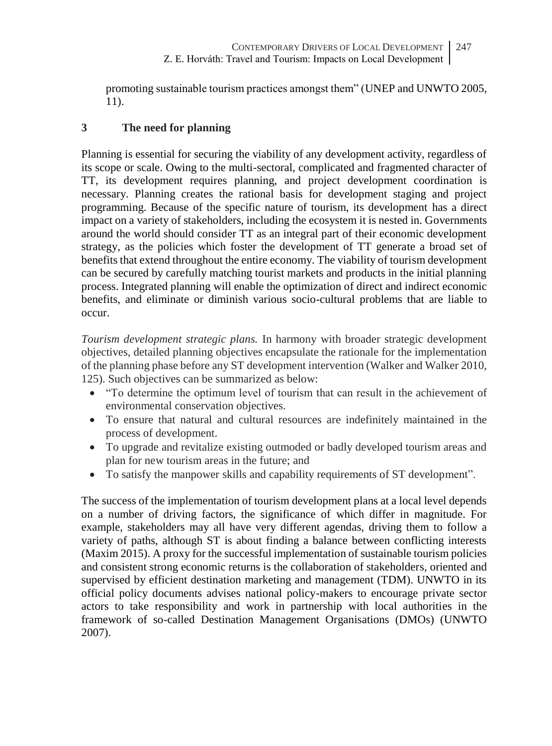promoting sustainable tourism practices amongst them" (UNEP and UNWTO 2005, 11).

## 3 The need for planning

Planning is essential for securing the viability of any development activity, regardless of its scope or scale. Owing to the multi-sectoral, complicated and fragmented character of TT, its development requires planning, and project development coordination is necessary. Planning creates the rational basis for development staging and project programming. Because of the specific nature of tourism, its development has a direct impact on a variety of stakeholders, including the ecosystem it is nested in. Governments around the world should consider TT as an integral part of their economic development strategy, as the policies which foster the development of TT generate a broad set of benefits that extend throughout the entire economy. The viability of tourism development can be secured by carefully matching tourist markets and products in the initial planning process. Integrated planning will enable the optimization of direct and indirect economic benefits, and eliminate or diminish various socio-cultural problems that are liable to occur.

*Tourism development strategic plans.* In harmony with broader strategic development objectives, detailed planning objectives encapsulate the rationale for the implementation of the planning phase before any ST development intervention (Walker and Walker 2010, 125). Such objectives can be summarized as below:

- "To determine the optimum level of tourism that can result in the achievement of environmental conservation objectives.
- To ensure that natural and cultural resources are indefinitely maintained in the process of development.
- To upgrade and revitalize existing outmoded or badly developed tourism areas and plan for new tourism areas in the future; and
- To satisfy the manpower skills and capability requirements of ST development".

The success of the implementation of tourism development plans at a local level depends on a number of driving factors, the significance of which differ in magnitude. For example, stakeholders may all have very different agendas, driving them to follow a variety of paths, although ST is about finding a balance between conflicting interests (Maxim 2015). A proxy for the successful implementation of sustainable tourism policies and consistent strong economic returns is the collaboration of stakeholders, oriented and supervised by efficient destination marketing and management (TDM). UNWTO in its official policy documents advises national policy-makers to encourage private sector actors to take responsibility and work in partnership with local authorities in the framework of so-called Destination Management Organisations (DMOs) (UNWTO 2007).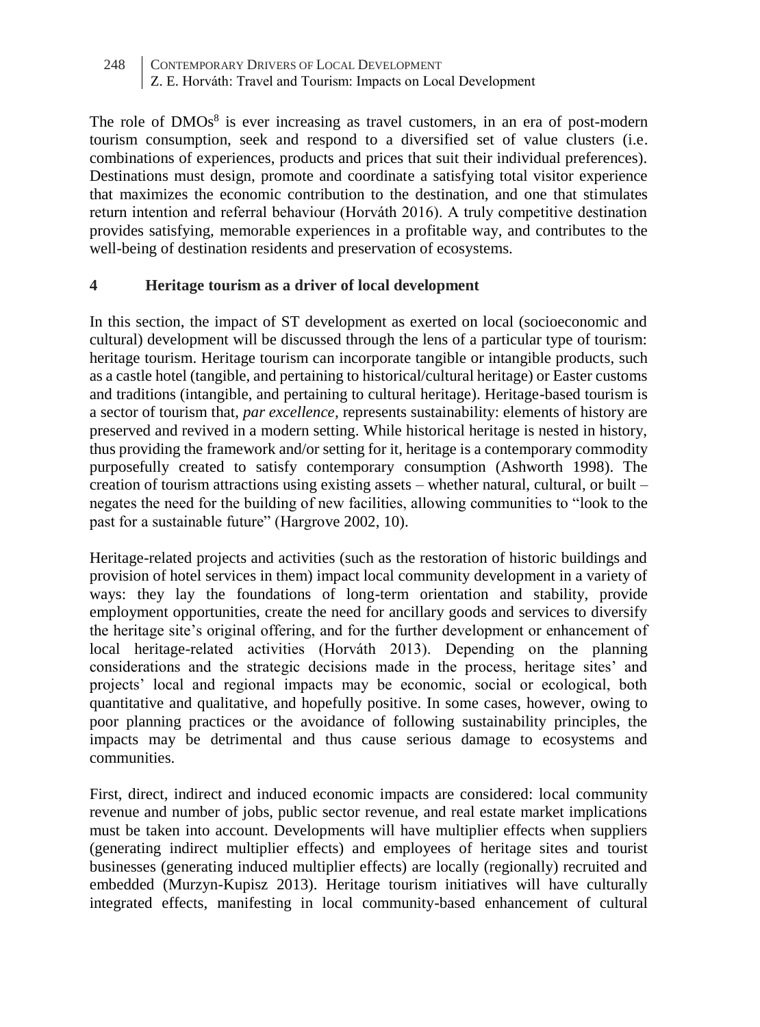The role of DMOs[8] is ever increasing as travel customers, in an era of post-modern tourism consumption, seek and respond to a diversified set of value clusters (i.e. combinations of experiences, products and prices that suit their individual preferences). Destinations must design, promote and coordinate a satisfying total visitor experience that maximizes the economic contribution to the destination, and one that stimulates return intention and referral behaviour (Horváth 2016). A truly competitive destination provides satisfying, memorable experiences in a profitable way, and contributes to the well-being of destination residents and preservation of ecosystems.

## 4 Heritage tourism as a driver of local development

In this section, the impact of ST development as exerted on local (socioeconomic and cultural) development will be discussed through the lens of a particular type of tourism: heritage tourism. Heritage tourism can incorporate tangible or intangible products, such as a castle hotel (tangible, and pertaining to historical/cultural heritage) or Easter customs and traditions (intangible, and pertaining to cultural heritage). Heritage-based tourism is a sector of tourism that, *par excellence*, represents sustainability: elements of history are preserved and revived in a modern setting. While historical heritage is nested in history, thus providing the framework and/or setting for it, heritage is a contemporary commodity purposefully created to satisfy contemporary consumption (Ashworth 1998). The creation of tourism attractions using existing assets – whether natural, cultural, or built – negates the need for the building of new facilities, allowing communities to "look to the past for a sustainable future" (Hargrove 2002, 10).

Heritage-related projects and activities (such as the restoration of historic buildings and provision of hotel services in them) impact local community development in a variety of ways: they lay the foundations of long-term orientation and stability, provide employment opportunities, create the need for ancillary goods and services to diversify the heritage site's original offering, and for the further development or enhancement of local heritage-related activities (Horváth 2013). Depending on the planning considerations and the strategic decisions made in the process, heritage sites' and projects' local and regional impacts may be economic, social or ecological, both quantitative and qualitative, and hopefully positive. In some cases, however, owing to poor planning practices or the avoidance of following sustainability principles, the impacts may be detrimental and thus cause serious damage to ecosystems and communities.

First, direct, indirect and induced economic impacts are considered: local community revenue and number of jobs, public sector revenue, and real estate market implications must be taken into account. Developments will have multiplier effects when suppliers (generating indirect multiplier effects) and employees of heritage sites and tourist businesses (generating induced multiplier effects) are locally (regionally) recruited and embedded (Murzyn-Kupisz 2013). Heritage tourism initiatives will have culturally integrated effects, manifesting in local community-based enhancement of cultural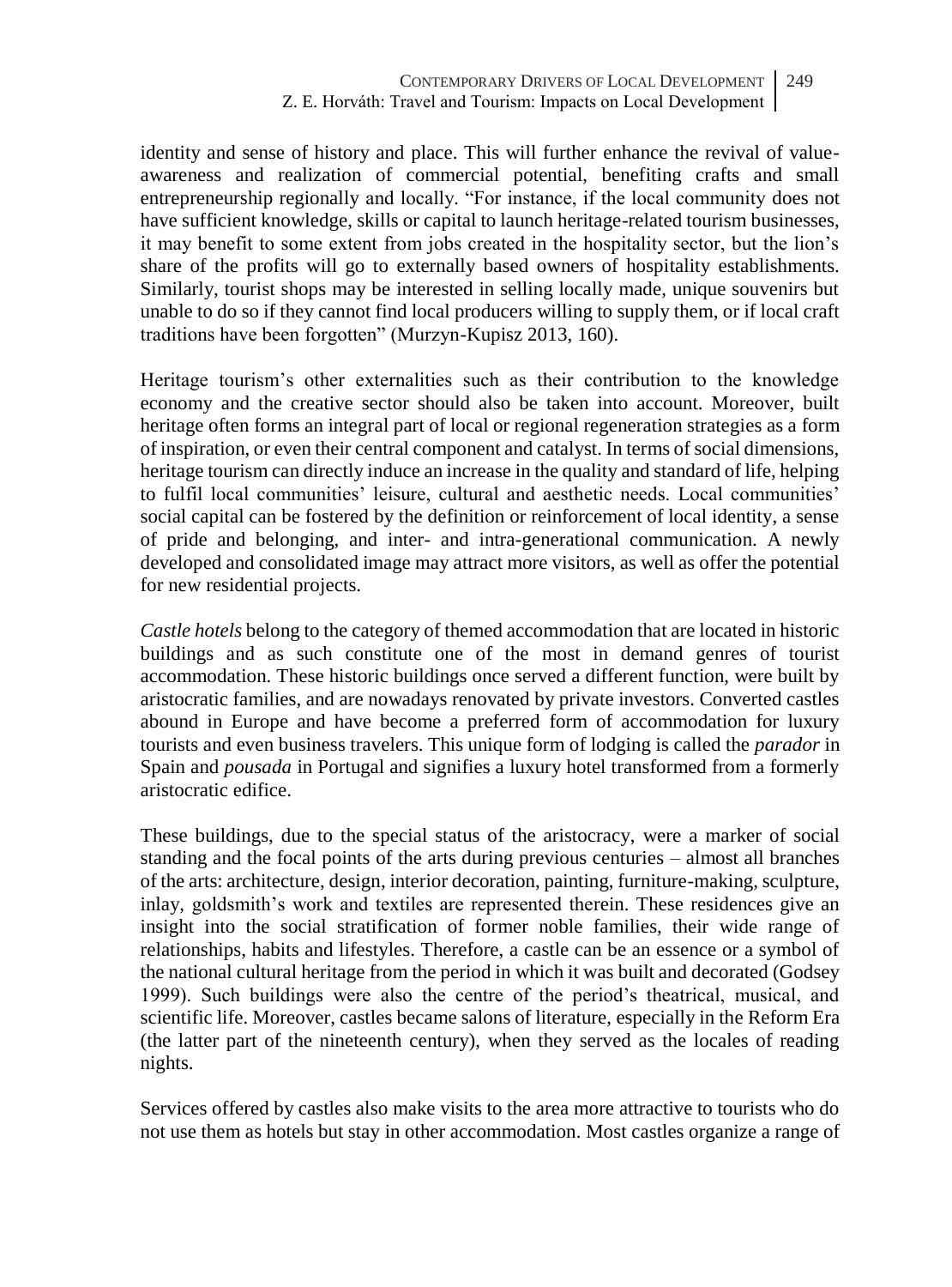identity and sense of history and place. This will further enhance the revival of value-awareness and realization of commercial potential, benefiting crafts and small entrepreneurship regionally and locally. "For instance, if the local community does not have sufficient knowledge, skills or capital to launch heritage-related tourism businesses, it may benefit to some extent from jobs created in the hospitality sector, but the lion's share of the profits will go to externally based owners of hospitality establishments. Similarly, tourist shops may be interested in selling locally made, unique souvenirs but unable to do so if they cannot find local producers willing to supply them, or if local craft traditions have been forgotten" (Murzyn-Kupisz 2013, 160).

Heritage tourism's other externalities such as their contribution to the knowledge economy and the creative sector should also be taken into account. Moreover, built heritage often forms an integral part of local or regional regeneration strategies as a form of inspiration, or even their central component and catalyst. In terms of social dimensions, heritage tourism can directly induce an increase in the quality and standard of life, helping to fulfil local communities' leisure, cultural and aesthetic needs. Local communities' social capital can be fostered by the definition or reinforcement of local identity, a sense of pride and belonging, and inter- and intra-generational communication. A newly developed and consolidated image may attract more visitors, as well as offer the potential for new residential projects.

*Castle hotels* belong to the category of themed accommodation that are located in historic buildings and as such constitute one of the most in demand genres of tourist accommodation. These historic buildings once served a different function, were built by aristocratic families, and are nowadays renovated by private investors. Converted castles abound in Europe and have become a preferred form of accommodation for luxury tourists and even business travelers. This unique form of lodging is called the *parador* in Spain and *pousada* in Portugal and signifies a luxury hotel transformed from a formerly aristocratic edifice.

These buildings, due to the special status of the aristocracy, were a marker of social standing and the focal points of the arts during previous centuries – almost all branches of the arts: architecture, design, interior decoration, painting, furniture-making, sculpture, inlay, goldsmith's work and textiles are represented therein. These residences give an insight into the social stratification of former noble families, their wide range of relationships, habits and lifestyles. Therefore, a castle can be an essence or a symbol of the national cultural heritage from the period in which it was built and decorated (Godsey 1999). Such buildings were also the centre of the period's theatrical, musical, and scientific life. Moreover, castles became salons of literature, especially in the Reform Era (the latter part of the nineteenth century), when they served as the locales of reading nights.

Services offered by castles also make visits to the area more attractive to tourists who do not use them as hotels but stay in other accommodation. Most castles organize a range of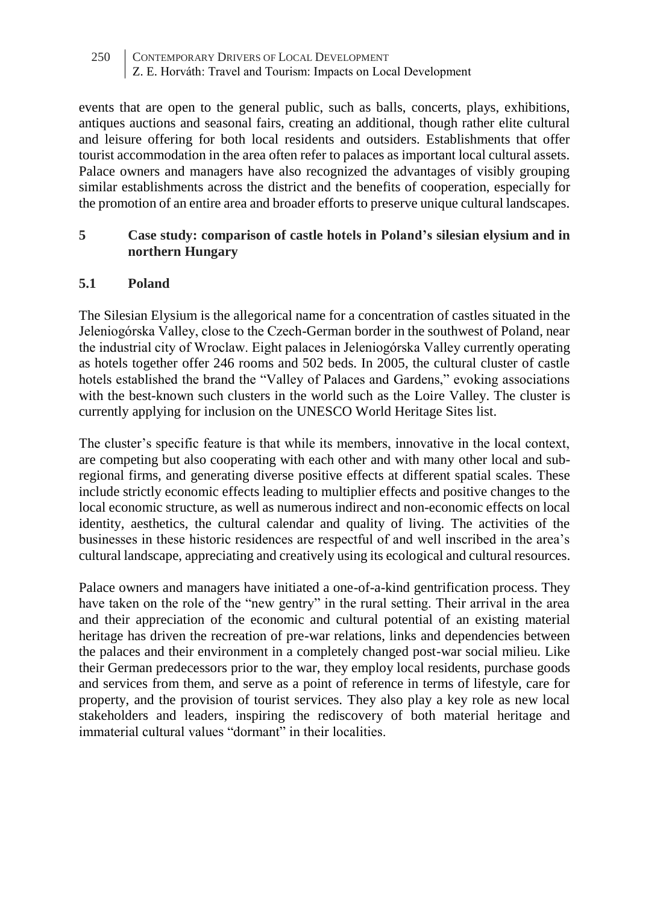events that are open to the general public, such as balls, concerts, plays, exhibitions, antiques auctions and seasonal fairs, creating an additional, though rather elite cultural and leisure offering for both local residents and outsiders. Establishments that offer tourist accommodation in the area often refer to palaces as important local cultural assets. Palace owners and managers have also recognized the advantages of visibly grouping similar establishments across the district and the benefits of cooperation, especially for the promotion of an entire area and broader efforts to preserve unique cultural landscapes.

## 5 Case study: comparison of castle hotels in Poland's silesian elysium and in northern Hungary

### 5.1 Poland

The Silesian Elysium is the allegorical name for a concentration of castles situated in the Jeleniogórska Valley, close to the Czech-German border in the southwest of Poland, near the industrial city of Wroclaw. Eight palaces in Jeleniogórska Valley currently operating as hotels together offer 246 rooms and 502 beds. In 2005, the cultural cluster of castle hotels established the brand the "Valley of Palaces and Gardens," evoking associations with the best-known such clusters in the world such as the Loire Valley. The cluster is currently applying for inclusion on the UNESCO World Heritage Sites list.

The cluster's specific feature is that while its members, innovative in the local context, are competing but also cooperating with each other and with many other local and sub-regional firms, and generating diverse positive effects at different spatial scales. These include strictly economic effects leading to multiplier effects and positive changes to the local economic structure, as well as numerous indirect and non-economic effects on local identity, aesthetics, the cultural calendar and quality of living. The activities of the businesses in these historic residences are respectful of and well inscribed in the area's cultural landscape, appreciating and creatively using its ecological and cultural resources.

Palace owners and managers have initiated a one-of-a-kind gentrification process. They have taken on the role of the "new gentry" in the rural setting. Their arrival in the area and their appreciation of the economic and cultural potential of an existing material heritage has driven the recreation of pre-war relations, links and dependencies between the palaces and their environment in a completely changed post-war social milieu. Like their German predecessors prior to the war, they employ local residents, purchase goods and services from them, and serve as a point of reference in terms of lifestyle, care for property, and the provision of tourist services. They also play a key role as new local stakeholders and leaders, inspiring the rediscovery of both material heritage and immaterial cultural values "dormant" in their localities.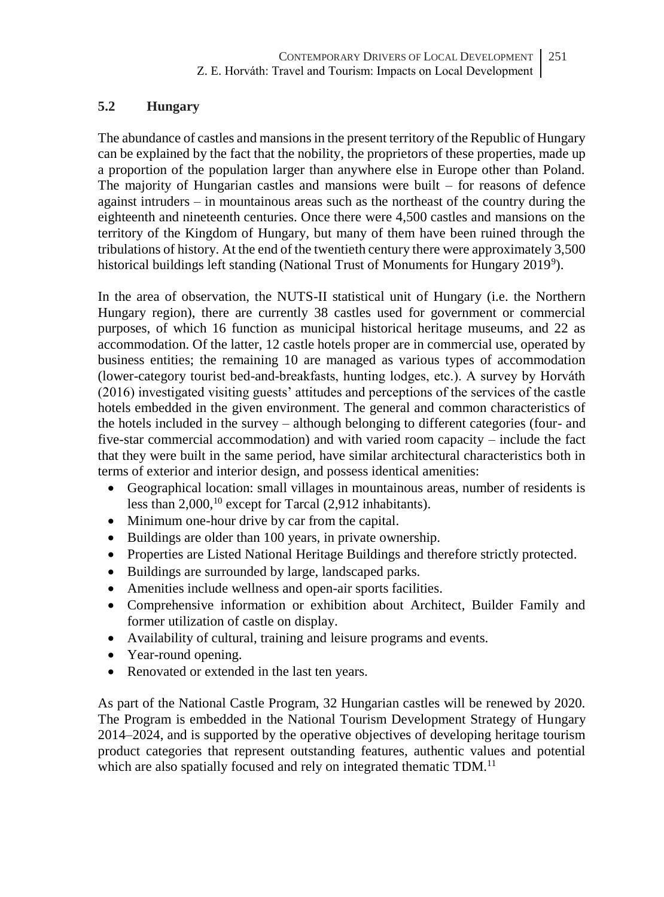## 5.2 Hungary

The abundance of castles and mansions in the present territory of the Republic of Hungary can be explained by the fact that the nobility, the proprietors of these properties, made up a proportion of the population larger than anywhere else in Europe other than Poland. The majority of Hungarian castles and mansions were built – for reasons of defence against intruders – in mountainous areas such as the northeast of the country during the eighteenth and nineteenth centuries. Once there were 4,500 castles and mansions on the territory of the Kingdom of Hungary, but many of them have been ruined through the tribulations of history. At the end of the twentieth century there were approximately 3,500 historical buildings left standing (National Trust of Monuments for Hungary 2019[9]).

In the area of observation, the NUTS-II statistical unit of Hungary (i.e. the Northern Hungary region), there are currently 38 castles used for government or commercial purposes, of which 16 function as municipal historical heritage museums, and 22 as accommodation. Of the latter, 12 castle hotels proper are in commercial use, operated by business entities; the remaining 10 are managed as various types of accommodation (lower-category tourist bed-and-breakfasts, hunting lodges, etc.). A survey by Horváth (2016) investigated visiting guests' attitudes and perceptions of the services of the castle hotels embedded in the given environment. The general and common characteristics of the hotels included in the survey – although belonging to different categories (four- and five-star commercial accommodation) and with varied room capacity – include the fact that they were built in the same period, have similar architectural characteristics both in terms of exterior and interior design, and possess identical amenities:

- Geographical location: small villages in mountainous areas, number of residents is less than 2,000,[10] except for Tarcal (2,912 inhabitants).
- Minimum one-hour drive by car from the capital.
- Buildings are older than 100 years, in private ownership.
- Properties are Listed National Heritage Buildings and therefore strictly protected.
- Buildings are surrounded by large, landscaped parks.
- Amenities include wellness and open-air sports facilities.
- Comprehensive information or exhibition about Architect, Builder Family and former utilization of castle on display.
- Availability of cultural, training and leisure programs and events.
- Year-round opening.
- Renovated or extended in the last ten years.

As part of the National Castle Program, 32 Hungarian castles will be renewed by 2020. The Program is embedded in the National Tourism Development Strategy of Hungary 2014–2024, and is supported by the operative objectives of developing heritage tourism product categories that represent outstanding features, authentic values and potential which are also spatially focused and rely on integrated thematic TDM.[11]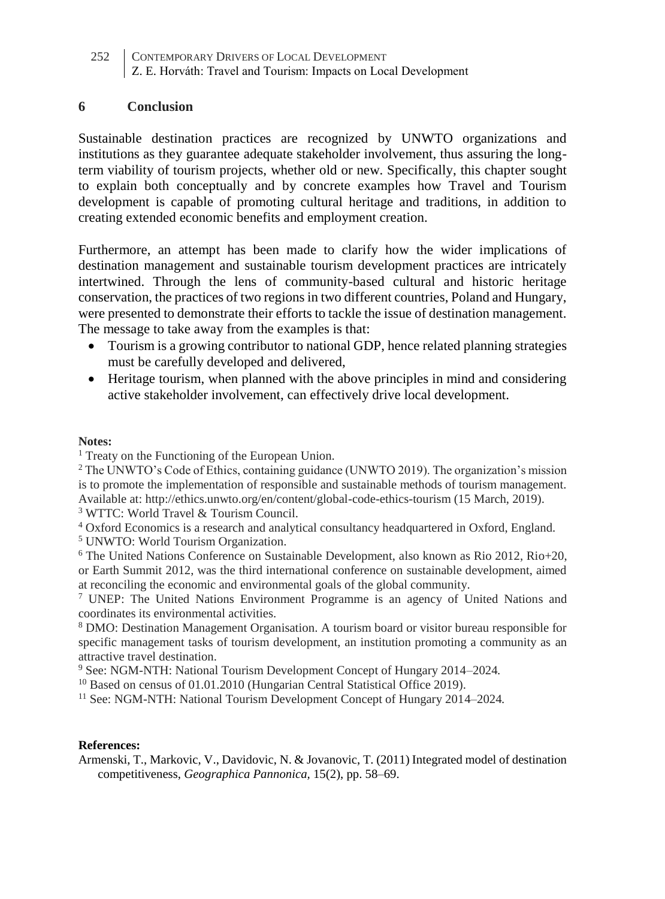## 6 Conclusion

Sustainable destination practices are recognized by UNWTO organizations and institutions as they guarantee adequate stakeholder involvement, thus assuring the long-term viability of tourism projects, whether old or new. Specifically, this chapter sought to explain both conceptually and by concrete examples how Travel and Tourism development is capable of promoting cultural heritage and traditions, in addition to creating extended economic benefits and employment creation.

Furthermore, an attempt has been made to clarify how the wider implications of destination management and sustainable tourism development practices are intricately intertwined. Through the lens of community-based cultural and historic heritage conservation, the practices of two regions in two different countries, Poland and Hungary, were presented to demonstrate their efforts to tackle the issue of destination management. The message to take away from the examples is that:

- Tourism is a growing contributor to national GDP, hence related planning strategies must be carefully developed and delivered,
- Heritage tourism, when planned with the above principles in mind and considering active stakeholder involvement, can effectively drive local development.

**Notes:**

[1] Treaty on the Functioning of the European Union.

[2] The UNWTO's Code of Ethics, containing guidance (UNWTO 2019). The organization's mission is to promote the implementation of responsible and sustainable methods of tourism management. Available at: http://ethics.unwto.org/en/content/global-code-ethics-tourism (15 March, 2019).

[3] WTTC: World Travel & Tourism Council.

[4] Oxford Economics is a research and analytical consultancy headquartered in Oxford, England.

[5] UNWTO: World Tourism Organization.

[6] The United Nations Conference on Sustainable Development, also known as Rio 2012, Rio+20, or Earth Summit 2012, was the third international conference on sustainable development, aimed at reconciling the economic and environmental goals of the global community.

[7] UNEP: The United Nations Environment Programme is an agency of United Nations and coordinates its environmental activities.

[8] DMO: Destination Management Organisation. A tourism board or visitor bureau responsible for specific management tasks of tourism development, an institution promoting a community as an attractive travel destination.

[9] See: NGM-NTH: National Tourism Development Concept of Hungary 2014–2024.

[10] Based on census of 01.01.2010 (Hungarian Central Statistical Office 2019).

[11] See: NGM-NTH: National Tourism Development Concept of Hungary 2014–2024.

**References:**

Armenski, T., Markovic, V., Davidovic, N. & Jovanovic, T. (2011) Integrated model of destination competitiveness, *Geographica Pannonica*, 15(2), pp. 58–69.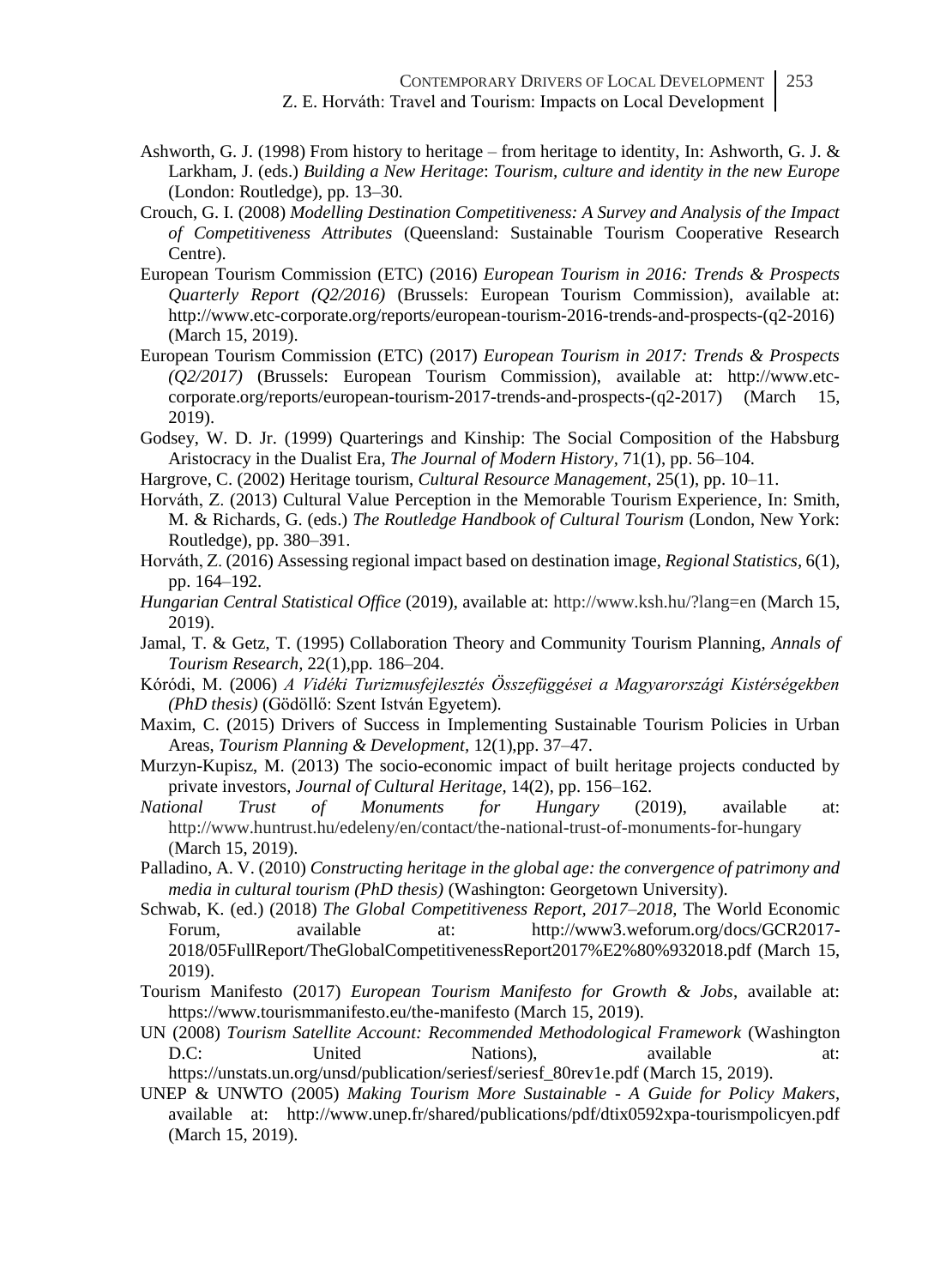Ashworth, G. J. (1998) From history to heritage – from heritage to identity, In: Ashworth, G. J. & Larkham, J. (eds.) *Building a New Heritage*: *Tourism, culture and identity in the new Europe* (London: Routledge), pp. 13–30.

Crouch, G. I. (2008) *Modelling Destination Competitiveness: A Survey and Analysis of the Impact of Competitiveness Attributes* (Queensland: Sustainable Tourism Cooperative Research Centre).

European Tourism Commission (ETC) (2016) *European Tourism in 2016: Trends & Prospects Quarterly Report (Q2/2016)* (Brussels: European Tourism Commission), available at: http://www.etc-corporate.org/reports/european-tourism-2016-trends-and-prospects-(q2-2016) (March 15, 2019).

European Tourism Commission (ETC) (2017) *European Tourism in 2017: Trends & Prospects (Q2/2017)* (Brussels: European Tourism Commission), available at: http://www.etc-corporate.org/reports/european-tourism-2017-trends-and-prospects-(q2-2017) (March 15, 2019).

Godsey, W. D. Jr. (1999) Quarterings and Kinship: The Social Composition of the Habsburg Aristocracy in the Dualist Era, *The Journal of Modern History,* 71(1), pp. 56–104.

Hargrove, C. (2002) Heritage tourism, *Cultural Resource Management,* 25(1), pp. 10–11.

Horváth, Z. (2013) Cultural Value Perception in the Memorable Tourism Experience, In: Smith, M. & Richards, G. (eds.) *The Routledge Handbook of Cultural Tourism* (London, New York: Routledge), pp. 380–391.

Horváth, Z. (2016) Assessing regional impact based on destination image, *Regional Statistics,* 6(1), pp. 164–192.

*Hungarian Central Statistical Office* (2019), available at: http://www.ksh.hu/?lang=en (March 15, 2019).

Jamal, T. & Getz, T. (1995) Collaboration Theory and Community Tourism Planning, *Annals of Tourism Research,* 22(1),pp. 186–204.

Kóródi, M. (2006) *A Vidéki Turizmusfejlesztés Összefüggései a Magyarországi Kistérségekben (PhD thesis)* (Gödöllő: Szent István Egyetem).

Maxim, C. (2015) Drivers of Success in Implementing Sustainable Tourism Policies in Urban Areas, *Tourism Planning & Development,* 12(1),pp. 37–47.

Murzyn-Kupisz, M. (2013) The socio-economic impact of built heritage projects conducted by private investors, *Journal of Cultural Heritage,* 14(2), pp. 156–162.

*National Trust of Monuments for Hungary* (2019), available at: http://www.huntrust.hu/edeleny/en/contact/the-national-trust-of-monuments-for-hungary (March 15, 2019).

Palladino, A. V. (2010) *Constructing heritage in the global age: the convergence of patrimony and media in cultural tourism (PhD thesis)* (Washington: Georgetown University).

Schwab, K. (ed.) (2018) *The Global Competitiveness Report, 2017–2018,* The World Economic Forum, available at: http://www3.weforum.org/docs/GCR2017-2018/05FullReport/TheGlobalCompetitivenessReport2017%E2%80%932018.pdf (March 15, 2019).

Tourism Manifesto (2017) *European Tourism Manifesto for Growth & Jobs*, available at: https://www.tourismmanifesto.eu/the-manifesto (March 15, 2019).

UN (2008) *Tourism Satellite Account: Recommended Methodological Framework* (Washington D.C: United Nations), available at: https://unstats.un.org/unsd/publication/seriesf/seriesf_80rev1e.pdf (March 15, 2019).

UNEP & UNWTO (2005) *Making Tourism More Sustainable - A Guide for Policy Makers*, available at: http://www.unep.fr/shared/publications/pdf/dtix0592xpa-tourismpolicyen.pdf (March 15, 2019).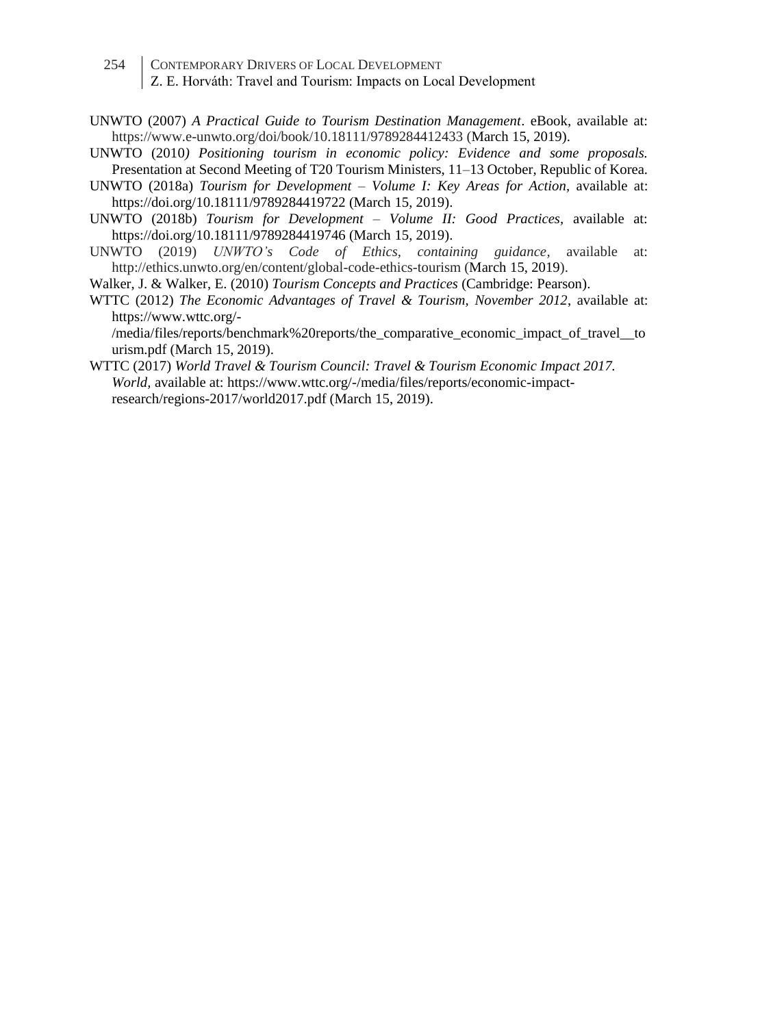UNWTO (2007) *A Practical Guide to Tourism Destination Management*. eBook, available at: https://www.e-unwto.org/doi/book/10.18111/9789284412433 (March 15, 2019).

UNWTO (2010*) Positioning tourism in economic policy: Evidence and some proposals.* Presentation at Second Meeting of T20 Tourism Ministers, 11–13 October, Republic of Korea.

UNWTO (2018a) *Tourism for Development – Volume I: Key Areas for Action*, available at: https://doi.org/10.18111/9789284419722 (March 15, 2019).

UNWTO (2018b) *Tourism for Development – Volume II: Good Practices*, available at: https://doi.org/10.18111/9789284419746 (March 15, 2019).

UNWTO (2019) *UNWTO's Code of Ethics, containing guidance*, available at: http://ethics.unwto.org/en/content/global-code-ethics-tourism (March 15, 2019).

Walker, J. & Walker, E. (2010) *Tourism Concepts and Practices* (Cambridge: Pearson).

WTTC (2012) *The Economic Advantages of Travel & Tourism, November 2012*, available at: https://www.wttc.org/-/media/files/reports/benchmark%20reports/the_comparative_economic_impact_of_travel__tourism.pdf (March 15, 2019).

WTTC (2017) *World Travel & Tourism Council: Travel & Tourism Economic Impact 2017. World,* available at: https://www.wttc.org/-/media/files/reports/economic-impact-research/regions-2017/world2017.pdf (March 15, 2019).